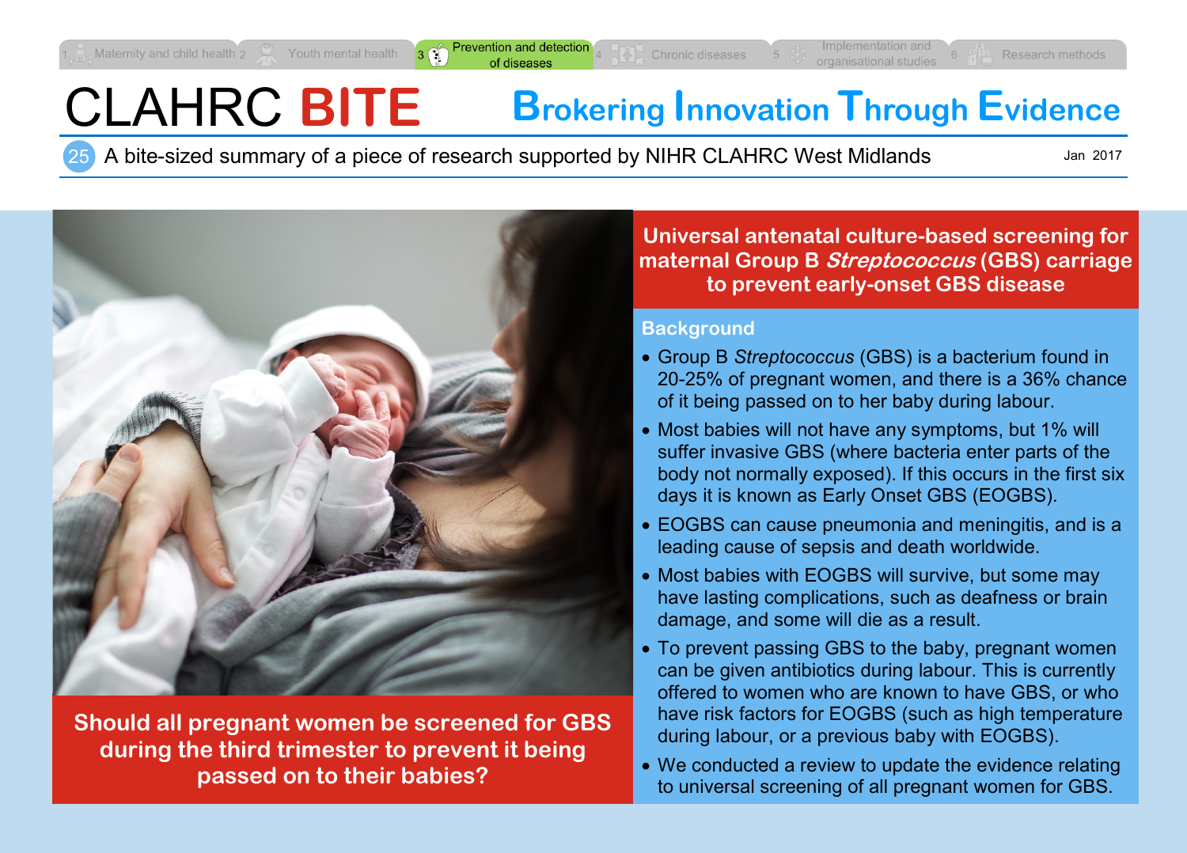1 Maternity and child health 2 Youth mental health 3 Prevention and detection of diseases 4 Chronic diseases 5 Implementation and organisational studies 6 Research methods

# CLAHRC **BITE**

## **B**rokering **I**nnovation **T**hrough **E**vidence

25 A bite-sized summary of a piece of research supported by NIHR CLAHRC West Midlands

Jan 2017

**Should all pregnant women be screened for GBS during the third trimester to prevent it being passed on to their babies?**

## Universal antenatal culture-based screening for maternal Group B *Streptococcus* (GBS) carriage to prevent early-onset GBS disease

### Background

- Group B *Streptococcus* (GBS) is a bacterium found in 20-25% of pregnant women, and there is a 36% chance of it being passed on to her baby during labour.
- Most babies will not have any symptoms, but 1% will suffer invasive GBS (where bacteria enter parts of the body not normally exposed). If this occurs in the first six days it is known as Early Onset GBS (EOGBS).
- EOGBS can cause pneumonia and meningitis, and is a leading cause of sepsis and death worldwide.
- Most babies with EOGBS will survive, but some may have lasting complications, such as deafness or brain damage, and some will die as a result.
- To prevent passing GBS to the baby, pregnant women can be given antibiotics during labour. This is currently offered to women who are known to have GBS, or who have risk factors for EOGBS (such as high temperature during labour, or a previous baby with EOGBS).
- We conducted a review to update the evidence relating to universal screening of all pregnant women for GBS.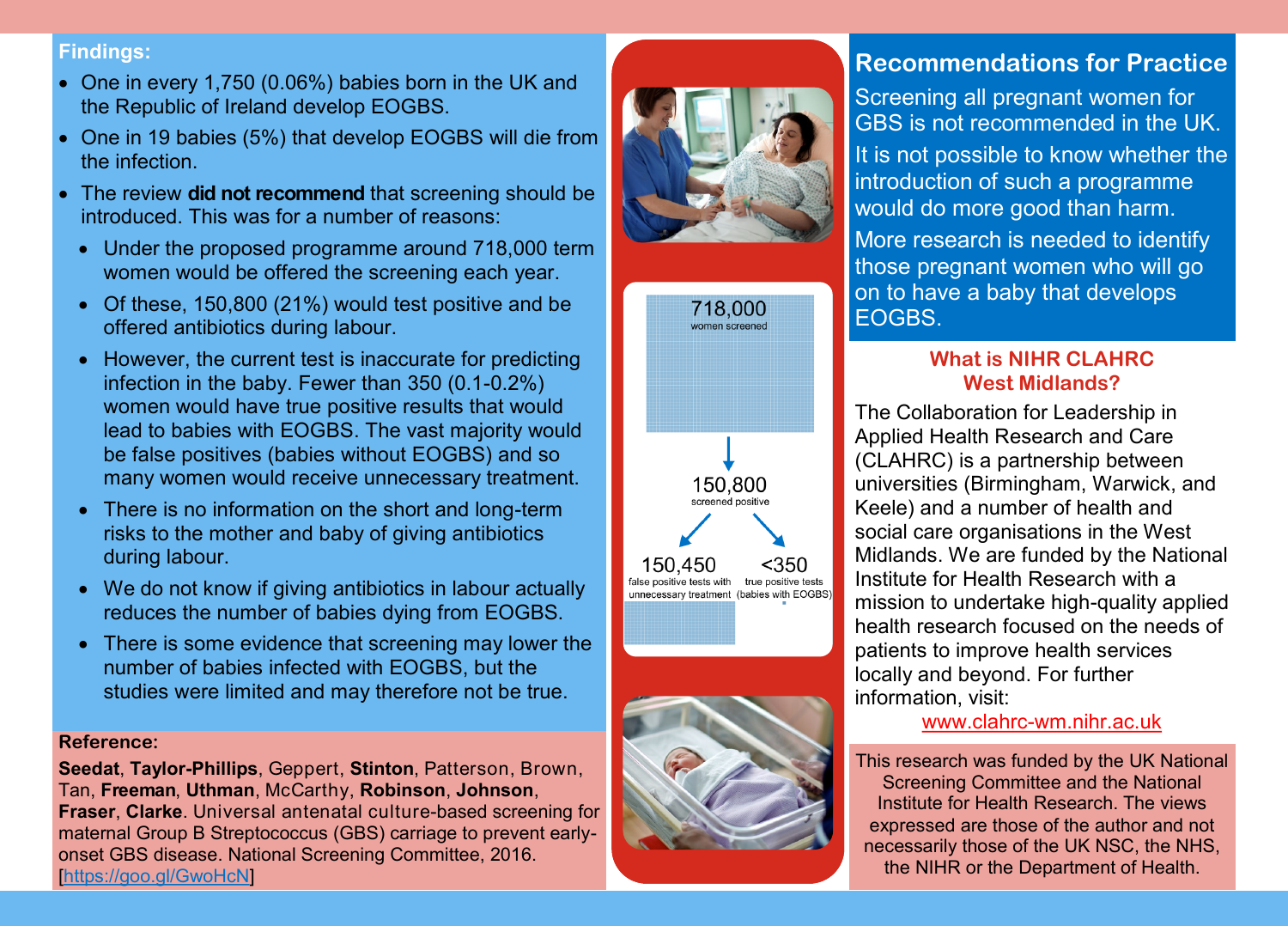## Findings:

- One in every 1,750 (0.06%) babies born in the UK and the Republic of Ireland develop EOGBS.
- One in 19 babies (5%) that develop EOGBS will die from the infection.
- The review **did not recommend** that screening should be introduced. This was for a number of reasons:
  - Under the proposed programme around 718,000 term women would be offered the screening each year.
  - Of these, 150,800 (21%) would test positive and be offered antibiotics during labour.
  - However, the current test is inaccurate for predicting infection in the baby. Fewer than 350 (0.1-0.2%) women would have true positive results that would lead to babies with EOGBS. The vast majority would be false positives (babies without EOGBS) and so many women would receive unnecessary treatment.
  - There is no information on the short and long-term risks to the mother and baby of giving antibiotics during labour.
  - We do not know if giving antibiotics in labour actually reduces the number of babies dying from EOGBS.
  - There is some evidence that screening may lower the number of babies infected with EOGBS, but the studies were limited and may therefore not be true.

718,000
women screened

150,800
screened positive

150,450
false positive tests with unnecessary treatment

<350
true positive tests (babies with EOGBS)

## Reference:

**Seedat**, **Taylor-Phillips**, Geppert, **Stinton**, Patterson, Brown, Tan, **Freeman**, **Uthman**, McCarthy, **Robinson**, **Johnson**, **Fraser**, **Clarke**. Universal antenatal culture-based screening for maternal Group B Streptococcus (GBS) carriage to prevent early-onset GBS disease. National Screening Committee, 2016. [https://goo.gl/GwoHcN]

## Recommendations for Practice

Screening all pregnant women for GBS is not recommended in the UK.

It is not possible to know whether the introduction of such a programme would do more good than harm.

More research is needed to identify those pregnant women who will go on to have a baby that develops EOGBS.

### What is NIHR CLAHRC West Midlands?

The Collaboration for Leadership in Applied Health Research and Care (CLAHRC) is a partnership between universities (Birmingham, Warwick, and Keele) and a number of health and social care organisations in the West Midlands. We are funded by the National Institute for Health Research with a mission to undertake high-quality applied health research focused on the needs of patients to improve health services locally and beyond. For further information, visit:

www.clahrc-wm.nihr.ac.uk

This research was funded by the UK National Screening Committee and the National Institute for Health Research. The views expressed are those of the author and not necessarily those of the UK NSC, the NHS, the NIHR or the Department of Health.